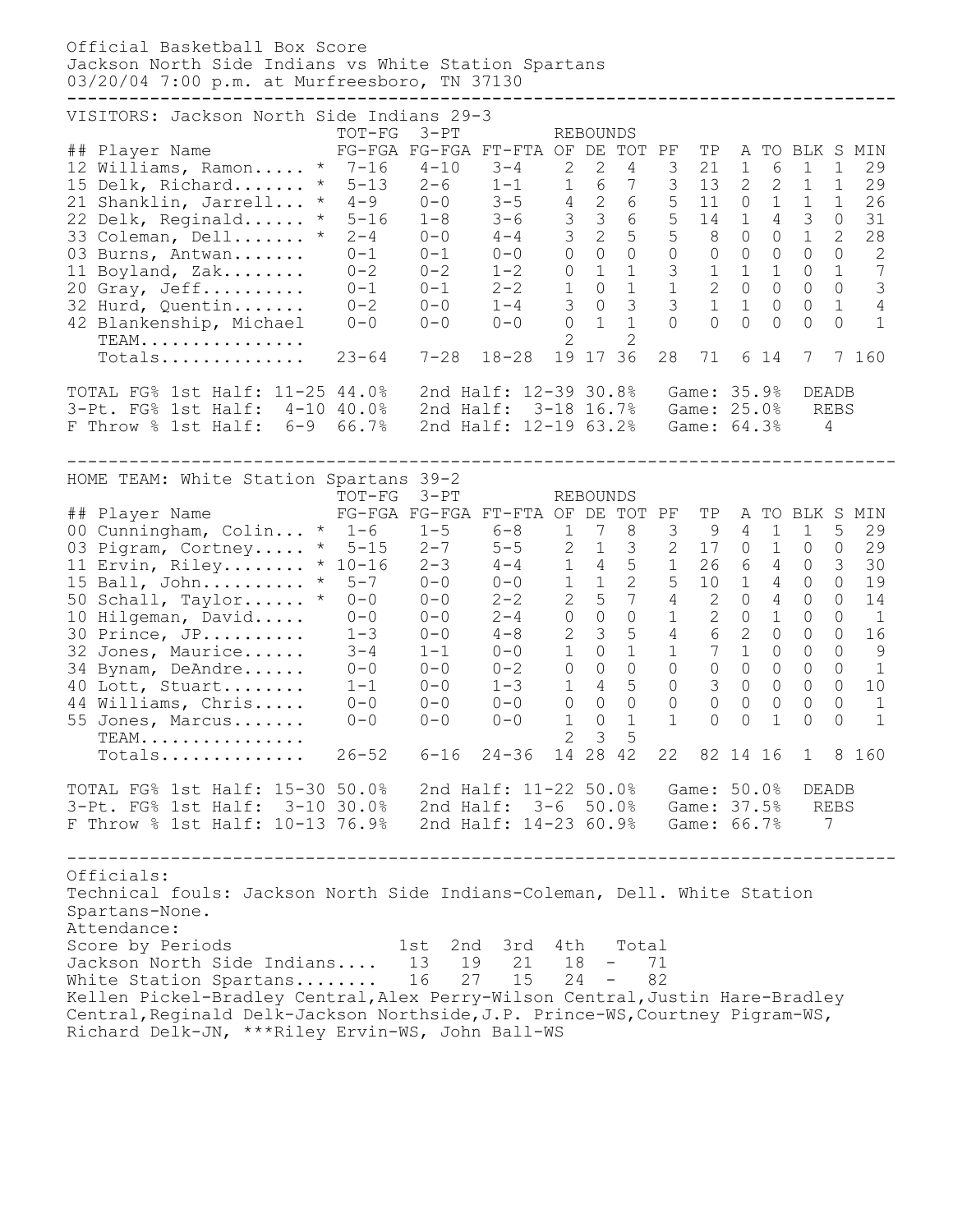Official Basketball Box Score
Jackson North Side Indians vs White Station Spartans
03/20/04 7:00 p.m. at Murfreesboro, TN 37130

VISITORS: Jackson North Side Indians 29-3

| ## | Player Name | | TOT-FG FG-FGA | 3-PT FG-FGA | FT-FTA | REBOUNDS OF | DE | TOT | PF | TP | A | TO | BLK | S | MIN |
|---|---|---|---|---|---|---|---|---|---|---|---|---|---|---|---|
| 12 | Williams, Ramon..... | * | 7-16 | 4-10 | 3-4 | 2 | 2 | 4 | 3 | 21 | 1 | 6 | 1 | 1 | 29 |
| 15 | Delk, Richard....... | * | 5-13 | 2-6 | 1-1 | 1 | 6 | 7 | 3 | 13 | 2 | 2 | 1 | 1 | 29 |
| 21 | Shanklin, Jarrell... | * | 4-9 | 0-0 | 3-5 | 4 | 2 | 6 | 5 | 11 | 0 | 1 | 1 | 1 | 26 |
| 22 | Delk, Reginald...... | * | 5-16 | 1-8 | 3-6 | 3 | 3 | 6 | 5 | 14 | 1 | 4 | 3 | 0 | 31 |
| 33 | Coleman, Dell....... | * | 2-4 | 0-0 | 4-4 | 3 | 2 | 5 | 5 | 8 | 0 | 0 | 1 | 2 | 28 |
| 03 | Burns, Antwan....... | | 0-1 | 0-1 | 0-0 | 0 | 0 | 0 | 0 | 0 | 0 | 0 | 0 | 0 | 2 |
| 11 | Boyland, Zak........ | | 0-2 | 0-2 | 1-2 | 0 | 1 | 1 | 3 | 1 | 1 | 1 | 0 | 1 | 7 |
| 20 | Gray, Jeff.......... | | 0-1 | 0-1 | 2-2 | 1 | 0 | 1 | 1 | 2 | 0 | 0 | 0 | 0 | 3 |
| 32 | Hurd, Quentin....... | | 0-2 | 0-0 | 1-4 | 3 | 0 | 3 | 3 | 1 | 1 | 0 | 0 | 1 | 4 |
| 42 | Blankenship, Michael | | 0-0 | 0-0 | 0-0 | 0 | 1 | 1 | 0 | 0 | 0 | 0 | 0 | 0 | 1 |
| | TEAM................ | | | | | 2 | | 2 | | | | | | | |
| | Totals.............. | | 23-64 | 7-28 | 18-28 | 19 | 17 | 36 | 28 | 71 | 6 | 14 | 7 | 7 | 160 |

TOTAL FG% 1st Half: 11-25 44.0% 2nd Half: 12-39 30.8% Game: 35.9%
3-Pt. FG% 1st Half: 4-10 40.0% 2nd Half: 3-18 16.7% Game: 25.0%
F Throw % 1st Half: 6-9 66.7% 2nd Half: 12-19 63.2% Game: 64.3%
DEADB REBS 4

HOME TEAM: White Station Spartans 39-2

| ## | Player Name | | TOT-FG FG-FGA | 3-PT FG-FGA | FT-FTA | REBOUNDS OF | DE | TOT | PF | TP | A | TO | BLK | S | MIN |
|---|---|---|---|---|---|---|---|---|---|---|---|---|---|---|---|
| 00 | Cunningham, Colin... | * | 1-6 | 1-5 | 6-8 | 1 | 7 | 8 | 3 | 9 | 4 | 1 | 1 | 5 | 29 |
| 03 | Pigram, Cortney..... | * | 5-15 | 2-7 | 5-5 | 2 | 1 | 3 | 2 | 17 | 0 | 1 | 0 | 0 | 29 |
| 11 | Ervin, Riley........ | * | 10-16 | 2-3 | 4-4 | 1 | 4 | 5 | 1 | 26 | 6 | 4 | 0 | 3 | 30 |
| 15 | Ball, John.......... | * | 5-7 | 0-0 | 0-0 | 1 | 1 | 2 | 5 | 10 | 1 | 4 | 0 | 0 | 19 |
| 50 | Schall, Taylor...... | * | 0-0 | 0-0 | 2-2 | 2 | 5 | 7 | 4 | 2 | 0 | 4 | 0 | 0 | 14 |
| 10 | Hilgeman, David..... | | 0-0 | 0-0 | 2-4 | 0 | 0 | 0 | 1 | 2 | 0 | 1 | 0 | 0 | 1 |
| 30 | Prince, JP.......... | | 1-3 | 0-0 | 4-8 | 2 | 3 | 5 | 4 | 6 | 2 | 0 | 0 | 0 | 16 |
| 32 | Jones, Maurice...... | | 3-4 | 1-1 | 0-0 | 1 | 0 | 1 | 1 | 7 | 1 | 0 | 0 | 0 | 9 |
| 34 | Bynam, DeAndre...... | | 0-0 | 0-0 | 0-2 | 0 | 0 | 0 | 0 | 0 | 0 | 0 | 0 | 0 | 1 |
| 40 | Lott, Stuart........ | | 1-1 | 0-0 | 1-3 | 1 | 4 | 5 | 0 | 3 | 0 | 0 | 0 | 0 | 10 |
| 44 | Williams, Chris..... | | 0-0 | 0-0 | 0-0 | 0 | 0 | 0 | 0 | 0 | 0 | 0 | 0 | 0 | 1 |
| 55 | Jones, Marcus....... | | 0-0 | 0-0 | 0-0 | 1 | 0 | 1 | 1 | 0 | 0 | 1 | 0 | 0 | 1 |
| | TEAM................ | | | | | 2 | 3 | 5 | | | | | | | |
| | Totals.............. | | 26-52 | 6-16 | 24-36 | 14 | 28 | 42 | 22 | 82 | 14 | 16 | 1 | 8 | 160 |

TOTAL FG% 1st Half: 15-30 50.0% 2nd Half: 11-22 50.0% Game: 50.0%
3-Pt. FG% 1st Half: 3-10 30.0% 2nd Half: 3-6 50.0% Game: 37.5%
F Throw % 1st Half: 10-13 76.9% 2nd Half: 14-23 60.9% Game: 66.7%
DEADB REBS 7

Officials:
Technical fouls: Jackson North Side Indians-Coleman, Dell. White Station Spartans-None.
Attendance:

| Score by Periods | 1st | 2nd | 3rd | 4th | | Total |
|---|---|---|---|---|---|---|
| Jackson North Side Indians.... | 13 | 19 | 21 | 18 | - | 71 |
| White Station Spartans........ | 16 | 27 | 15 | 24 | - | 82 |

Kellen Pickel-Bradley Central,Alex Perry-Wilson Central,Justin Hare-Bradley Central,Reginald Delk-Jackson Northside,J.P. Prince-WS,Courtney Pigram-WS, Richard Delk-JN, ***Riley Ervin-WS, John Ball-WS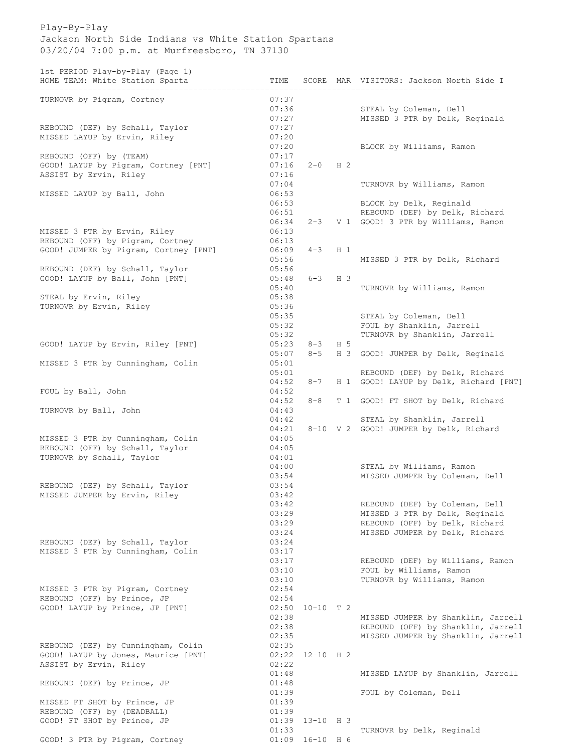Play-By-Play

Jackson North Side Indians vs White Station Spartans

03/20/04 7:00 p.m. at Murfreesboro, TN 37130

1st PERIOD Play-by-Play (Page 1)

| HOME TEAM: White Station Sparta | TIME | SCORE | MAR | VISITORS: Jackson North Side I |
|---|---|---|---|---|
| TURNOVR by Pigram, Cortney | 07:37 | | | |
| | 07:36 | | | STEAL by Coleman, Dell |
| | 07:27 | | | MISSED 3 PTR by Delk, Reginald |
| REBOUND (DEF) by Schall, Taylor | 07:27 | | | |
| MISSED LAYUP by Ervin, Riley | 07:20 | | | |
| | 07:20 | | | BLOCK by Williams, Ramon |
| REBOUND (OFF) by (TEAM) | 07:17 | | | |
| GOOD! LAYUP by Pigram, Cortney [PNT] | 07:16 | 2-0 | H 2 | |
| ASSIST by Ervin, Riley | 07:16 | | | |
| | 07:04 | | | TURNOVR by Williams, Ramon |
| MISSED LAYUP by Ball, John | 06:53 | | | |
| | 06:53 | | | BLOCK by Delk, Reginald |
| | 06:51 | | | REBOUND (DEF) by Delk, Richard |
| | 06:34 | 2-3 | V 1 | GOOD! 3 PTR by Williams, Ramon |
| MISSED 3 PTR by Ervin, Riley | 06:13 | | | |
| REBOUND (OFF) by Pigram, Cortney | 06:13 | | | |
| GOOD! JUMPER by Pigram, Cortney [PNT] | 06:09 | 4-3 | H 1 | |
| | 05:56 | | | MISSED 3 PTR by Delk, Richard |
| REBOUND (DEF) by Schall, Taylor | 05:56 | | | |
| GOOD! LAYUP by Ball, John [PNT] | 05:48 | 6-3 | H 3 | |
| | 05:40 | | | TURNOVR by Williams, Ramon |
| STEAL by Ervin, Riley | 05:38 | | | |
| TURNOVR by Ervin, Riley | 05:36 | | | |
| | 05:35 | | | STEAL by Coleman, Dell |
| | 05:32 | | | FOUL by Shanklin, Jarrell |
| | 05:32 | | | TURNOVR by Shanklin, Jarrell |
| GOOD! LAYUP by Ervin, Riley [PNT] | 05:23 | 8-3 | H 5 | |
| | 05:07 | 8-5 | H 3 | GOOD! JUMPER by Delk, Reginald |
| MISSED 3 PTR by Cunningham, Colin | 05:01 | | | |
| | 05:01 | | | REBOUND (DEF) by Delk, Richard |
| | 04:52 | 8-7 | H 1 | GOOD! LAYUP by Delk, Richard [PNT] |
| FOUL by Ball, John | 04:52 | | | |
| | 04:52 | 8-8 | T 1 | GOOD! FT SHOT by Delk, Richard |
| TURNOVR by Ball, John | 04:43 | | | |
| | 04:42 | | | STEAL by Shanklin, Jarrell |
| | 04:21 | 8-10 | V 2 | GOOD! JUMPER by Delk, Richard |
| MISSED 3 PTR by Cunningham, Colin | 04:05 | | | |
| REBOUND (OFF) by Schall, Taylor | 04:05 | | | |
| TURNOVR by Schall, Taylor | 04:01 | | | |
| | 04:00 | | | STEAL by Williams, Ramon |
| | 03:54 | | | MISSED JUMPER by Coleman, Dell |
| REBOUND (DEF) by Schall, Taylor | 03:54 | | | |
| MISSED JUMPER by Ervin, Riley | 03:42 | | | |
| | 03:42 | | | REBOUND (DEF) by Coleman, Dell |
| | 03:29 | | | MISSED 3 PTR by Delk, Reginald |
| | 03:29 | | | REBOUND (OFF) by Delk, Richard |
| | 03:24 | | | MISSED JUMPER by Delk, Richard |
| REBOUND (DEF) by Schall, Taylor | 03:24 | | | |
| MISSED 3 PTR by Cunningham, Colin | 03:17 | | | |
| | 03:17 | | | REBOUND (DEF) by Williams, Ramon |
| | 03:10 | | | FOUL by Williams, Ramon |
| | 03:10 | | | TURNOVR by Williams, Ramon |
| MISSED 3 PTR by Pigram, Cortney | 02:54 | | | |
| REBOUND (OFF) by Prince, JP | 02:54 | | | |
| GOOD! LAYUP by Prince, JP [PNT] | 02:50 | 10-10 | T 2 | |
| | 02:38 | | | MISSED JUMPER by Shanklin, Jarrell |
| | 02:38 | | | REBOUND (OFF) by Shanklin, Jarrell |
| | 02:35 | | | MISSED JUMPER by Shanklin, Jarrell |
| REBOUND (DEF) by Cunningham, Colin | 02:35 | | | |
| GOOD! LAYUP by Jones, Maurice [PNT] | 02:22 | 12-10 | H 2 | |
| ASSIST by Ervin, Riley | 02:22 | | | |
| | 01:48 | | | MISSED LAYUP by Shanklin, Jarrell |
| REBOUND (DEF) by Prince, JP | 01:48 | | | |
| | 01:39 | | | FOUL by Coleman, Dell |
| MISSED FT SHOT by Prince, JP | 01:39 | | | |
| REBOUND (OFF) by (DEADBALL) | 01:39 | | | |
| GOOD! FT SHOT by Prince, JP | 01:39 | 13-10 | H 3 | |
| | 01:33 | | | TURNOVR by Delk, Reginald |
| GOOD! 3 PTR by Pigram, Cortney | 01:09 | 16-10 | H 6 | |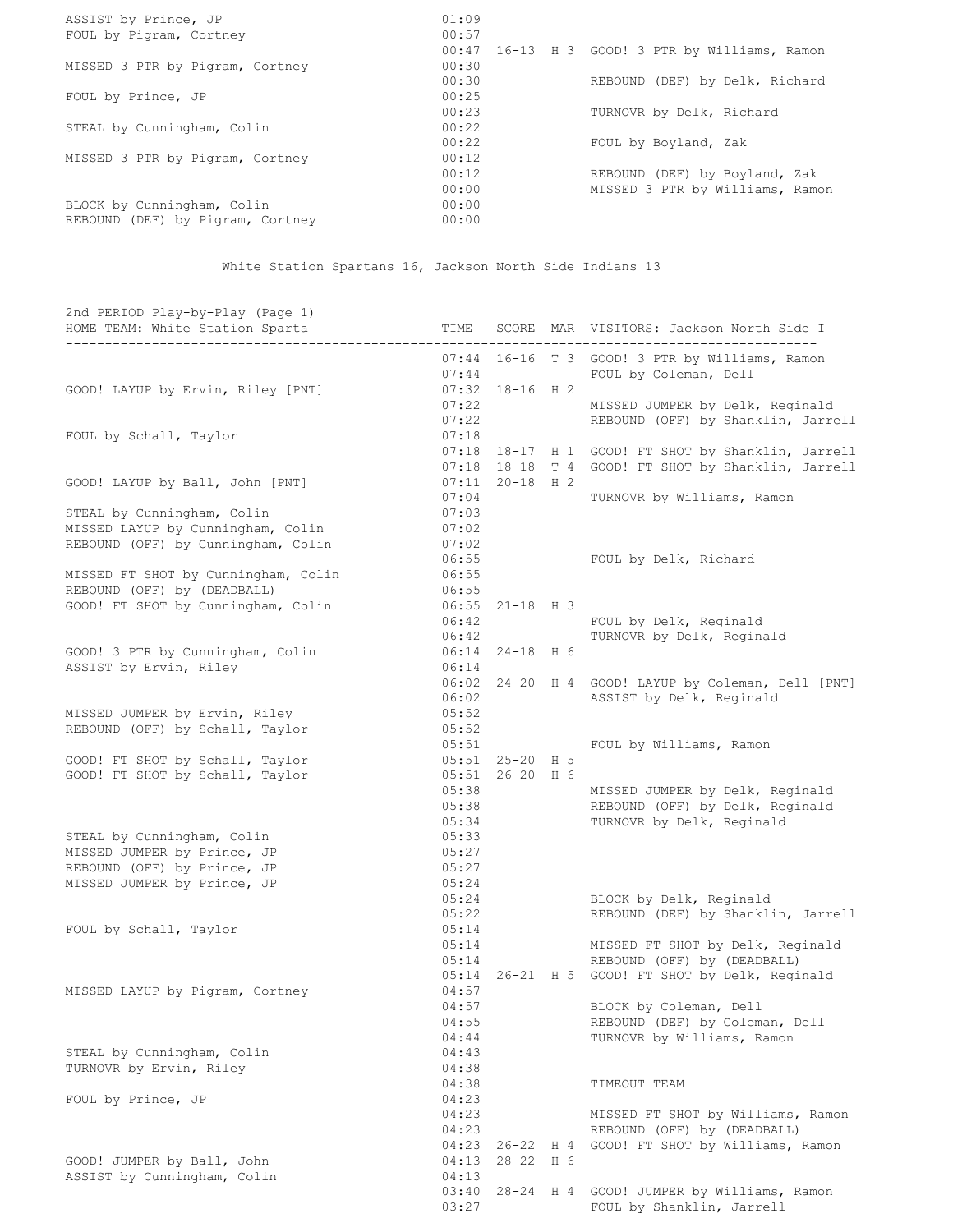| HOME | TIME | SCORE | MAR | VISITORS |
| --- | --- | --- | --- | --- |
| ASSIST by Prince, JP | 01:09 | | | |
| FOUL by Pigram, Cortney | 00:57 | | | |
| | 00:47 | 16-13 | H 3 | GOOD! 3 PTR by Williams, Ramon |
| MISSED 3 PTR by Pigram, Cortney | 00:30 | | | |
| | 00:30 | | | REBOUND (DEF) by Delk, Richard |
| FOUL by Prince, JP | 00:25 | | | |
| | 00:23 | | | TURNOVR by Delk, Richard |
| STEAL by Cunningham, Colin | 00:22 | | | |
| | 00:22 | | | FOUL by Boyland, Zak |
| MISSED 3 PTR by Pigram, Cortney | 00:12 | | | |
| | 00:12 | | | REBOUND (DEF) by Boyland, Zak |
| | 00:00 | | | MISSED 3 PTR by Williams, Ramon |
| BLOCK by Cunningham, Colin | 00:00 | | | |
| REBOUND (DEF) by Pigram, Cortney | 00:00 | | | |

White Station Spartans 16, Jackson North Side Indians 13

2nd PERIOD Play-by-Play (Page 1)

| HOME TEAM: White Station Sparta | TIME | SCORE | MAR | VISITORS: Jackson North Side I |
| --- | --- | --- | --- | --- |
| | 07:44 | 16-16 | T 3 | GOOD! 3 PTR by Williams, Ramon |
| | 07:44 | | | FOUL by Coleman, Dell |
| GOOD! LAYUP by Ervin, Riley [PNT] | 07:32 | 18-16 | H 2 | |
| | 07:22 | | | MISSED JUMPER by Delk, Reginald |
| | 07:22 | | | REBOUND (OFF) by Shanklin, Jarrell |
| FOUL by Schall, Taylor | 07:18 | | | |
| | 07:18 | 18-17 | H 1 | GOOD! FT SHOT by Shanklin, Jarrell |
| | 07:18 | 18-18 | T 4 | GOOD! FT SHOT by Shanklin, Jarrell |
| GOOD! LAYUP by Ball, John [PNT] | 07:11 | 20-18 | H 2 | |
| | 07:04 | | | TURNOVR by Williams, Ramon |
| STEAL by Cunningham, Colin | 07:03 | | | |
| MISSED LAYUP by Cunningham, Colin | 07:02 | | | |
| REBOUND (OFF) by Cunningham, Colin | 07:02 | | | |
| | 06:55 | | | FOUL by Delk, Richard |
| MISSED FT SHOT by Cunningham, Colin | 06:55 | | | |
| REBOUND (OFF) by (DEADBALL) | 06:55 | | | |
| GOOD! FT SHOT by Cunningham, Colin | 06:55 | 21-18 | H 3 | |
| | 06:42 | | | FOUL by Delk, Reginald |
| | 06:42 | | | TURNOVR by Delk, Reginald |
| GOOD! 3 PTR by Cunningham, Colin | 06:14 | 24-18 | H 6 | |
| ASSIST by Ervin, Riley | 06:14 | | | |
| | 06:02 | 24-20 | H 4 | GOOD! LAYUP by Coleman, Dell [PNT] |
| | 06:02 | | | ASSIST by Delk, Reginald |
| MISSED JUMPER by Ervin, Riley | 05:52 | | | |
| REBOUND (OFF) by Schall, Taylor | 05:52 | | | |
| | 05:51 | | | FOUL by Williams, Ramon |
| GOOD! FT SHOT by Schall, Taylor | 05:51 | 25-20 | H 5 | |
| GOOD! FT SHOT by Schall, Taylor | 05:51 | 26-20 | H 6 | |
| | 05:38 | | | MISSED JUMPER by Delk, Reginald |
| | 05:38 | | | REBOUND (OFF) by Delk, Reginald |
| | 05:34 | | | TURNOVR by Delk, Reginald |
| STEAL by Cunningham, Colin | 05:33 | | | |
| MISSED JUMPER by Prince, JP | 05:27 | | | |
| REBOUND (OFF) by Prince, JP | 05:27 | | | |
| MISSED JUMPER by Prince, JP | 05:24 | | | |
| | 05:24 | | | BLOCK by Delk, Reginald |
| | 05:22 | | | REBOUND (DEF) by Shanklin, Jarrell |
| FOUL by Schall, Taylor | 05:14 | | | |
| | 05:14 | | | MISSED FT SHOT by Delk, Reginald |
| | 05:14 | | | REBOUND (OFF) by (DEADBALL) |
| | 05:14 | 26-21 | H 5 | GOOD! FT SHOT by Delk, Reginald |
| MISSED LAYUP by Pigram, Cortney | 04:57 | | | |
| | 04:57 | | | BLOCK by Coleman, Dell |
| | 04:55 | | | REBOUND (DEF) by Coleman, Dell |
| | 04:44 | | | TURNOVR by Williams, Ramon |
| STEAL by Cunningham, Colin | 04:43 | | | |
| TURNOVR by Ervin, Riley | 04:38 | | | |
| | 04:38 | | | TIMEOUT TEAM |
| FOUL by Prince, JP | 04:23 | | | |
| | 04:23 | | | MISSED FT SHOT by Williams, Ramon |
| | 04:23 | | | REBOUND (OFF) by (DEADBALL) |
| | 04:23 | 26-22 | H 4 | GOOD! FT SHOT by Williams, Ramon |
| GOOD! JUMPER by Ball, John | 04:13 | 28-22 | H 6 | |
| ASSIST by Cunningham, Colin | 04:13 | | | |
| | 03:40 | 28-24 | H 4 | GOOD! JUMPER by Williams, Ramon |
| | 03:27 | | | FOUL by Shanklin, Jarrell |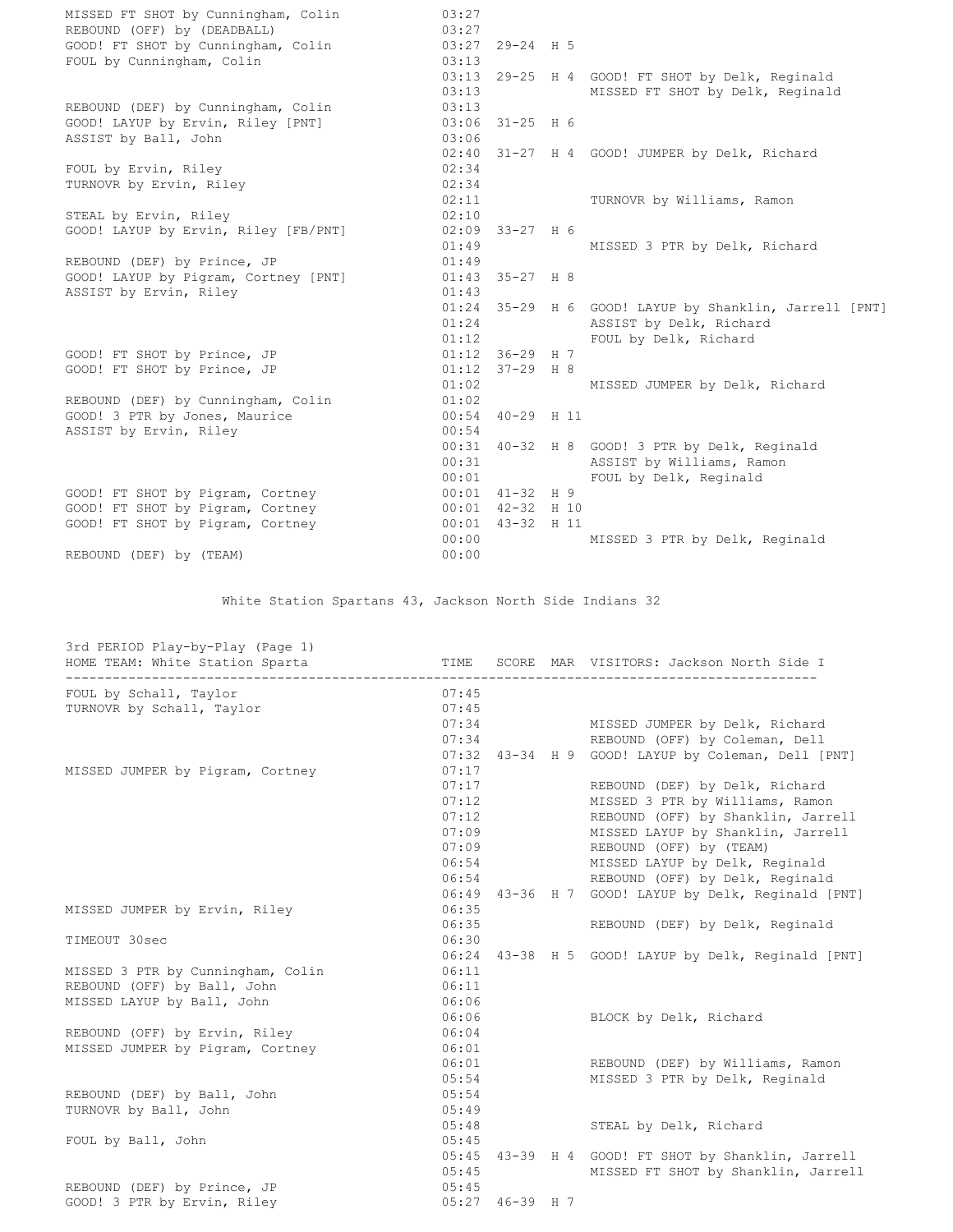| HOME | TIME | SCORE | MAR | VISITORS |
|---|---|---|---|---|
| MISSED FT SHOT by Cunningham, Colin | 03:27 | | | |
| REBOUND (OFF) by (DEADBALL) | 03:27 | | | |
| GOOD! FT SHOT by Cunningham, Colin | 03:27 | 29-24 | H 5 | |
| FOUL by Cunningham, Colin | 03:13 | | | |
| | 03:13 | 29-25 | H 4 | GOOD! FT SHOT by Delk, Reginald |
| | 03:13 | | | MISSED FT SHOT by Delk, Reginald |
| REBOUND (DEF) by Cunningham, Colin | 03:13 | | | |
| GOOD! LAYUP by Ervin, Riley [PNT] | 03:06 | 31-25 | H 6 | |
| ASSIST by Ball, John | 03:06 | | | |
| | 02:40 | 31-27 | H 4 | GOOD! JUMPER by Delk, Richard |
| FOUL by Ervin, Riley | 02:34 | | | |
| TURNOVR by Ervin, Riley | 02:34 | | | |
| | 02:11 | | | TURNOVR by Williams, Ramon |
| STEAL by Ervin, Riley | 02:10 | | | |
| GOOD! LAYUP by Ervin, Riley [FB/PNT] | 02:09 | 33-27 | H 6 | |
| | 01:49 | | | MISSED 3 PTR by Delk, Richard |
| REBOUND (DEF) by Prince, JP | 01:49 | | | |
| GOOD! LAYUP by Pigram, Cortney [PNT] | 01:43 | 35-27 | H 8 | |
| ASSIST by Ervin, Riley | 01:43 | | | |
| | 01:24 | 35-29 | H 6 | GOOD! LAYUP by Shanklin, Jarrell [PNT] |
| | 01:24 | | | ASSIST by Delk, Richard |
| | 01:12 | | | FOUL by Delk, Richard |
| GOOD! FT SHOT by Prince, JP | 01:12 | 36-29 | H 7 | |
| GOOD! FT SHOT by Prince, JP | 01:12 | 37-29 | H 8 | |
| | 01:02 | | | MISSED JUMPER by Delk, Richard |
| REBOUND (DEF) by Cunningham, Colin | 01:02 | | | |
| GOOD! 3 PTR by Jones, Maurice | 00:54 | 40-29 | H 11 | |
| ASSIST by Ervin, Riley | 00:54 | | | |
| | 00:31 | 40-32 | H 8 | GOOD! 3 PTR by Delk, Reginald |
| | 00:31 | | | ASSIST by Williams, Ramon |
| | 00:01 | | | FOUL by Delk, Reginald |
| GOOD! FT SHOT by Pigram, Cortney | 00:01 | 41-32 | H 9 | |
| GOOD! FT SHOT by Pigram, Cortney | 00:01 | 42-32 | H 10 | |
| GOOD! FT SHOT by Pigram, Cortney | 00:01 | 43-32 | H 11 | |
| | 00:00 | | | MISSED 3 PTR by Delk, Reginald |
| REBOUND (DEF) by (TEAM) | 00:00 | | | |

White Station Spartans 43, Jackson North Side Indians 32

3rd PERIOD Play-by-Play (Page 1)

| HOME TEAM: White Station Sparta | TIME | SCORE | MAR | VISITORS: Jackson North Side I |
|---|---|---|---|---|
| FOUL by Schall, Taylor | 07:45 | | | |
| TURNOVR by Schall, Taylor | 07:45 | | | |
| | 07:34 | | | MISSED JUMPER by Delk, Richard |
| | 07:34 | | | REBOUND (OFF) by Coleman, Dell |
| | 07:32 | 43-34 | H 9 | GOOD! LAYUP by Coleman, Dell [PNT] |
| MISSED JUMPER by Pigram, Cortney | 07:17 | | | |
| | 07:17 | | | REBOUND (DEF) by Delk, Richard |
| | 07:12 | | | MISSED 3 PTR by Williams, Ramon |
| | 07:12 | | | REBOUND (OFF) by Shanklin, Jarrell |
| | 07:09 | | | MISSED LAYUP by Shanklin, Jarrell |
| | 07:09 | | | REBOUND (OFF) by (TEAM) |
| | 06:54 | | | MISSED LAYUP by Delk, Reginald |
| | 06:54 | | | REBOUND (OFF) by Delk, Reginald |
| | 06:49 | 43-36 | H 7 | GOOD! LAYUP by Delk, Reginald [PNT] |
| MISSED JUMPER by Ervin, Riley | 06:35 | | | |
| | 06:35 | | | REBOUND (DEF) by Delk, Reginald |
| TIMEOUT 30sec | 06:30 | | | |
| | 06:24 | 43-38 | H 5 | GOOD! LAYUP by Delk, Reginald [PNT] |
| MISSED 3 PTR by Cunningham, Colin | 06:11 | | | |
| REBOUND (OFF) by Ball, John | 06:11 | | | |
| MISSED LAYUP by Ball, John | 06:06 | | | |
| | 06:06 | | | BLOCK by Delk, Richard |
| REBOUND (OFF) by Ervin, Riley | 06:04 | | | |
| MISSED JUMPER by Pigram, Cortney | 06:01 | | | |
| | 06:01 | | | REBOUND (DEF) by Williams, Ramon |
| | 05:54 | | | MISSED 3 PTR by Delk, Reginald |
| REBOUND (DEF) by Ball, John | 05:54 | | | |
| TURNOVR by Ball, John | 05:49 | | | |
| | 05:48 | | | STEAL by Delk, Richard |
| FOUL by Ball, John | 05:45 | | | |
| | 05:45 | 43-39 | H 4 | GOOD! FT SHOT by Shanklin, Jarrell |
| | 05:45 | | | MISSED FT SHOT by Shanklin, Jarrell |
| REBOUND (DEF) by Prince, JP | 05:45 | | | |
| GOOD! 3 PTR by Ervin, Riley | 05:27 | 46-39 | H 7 | |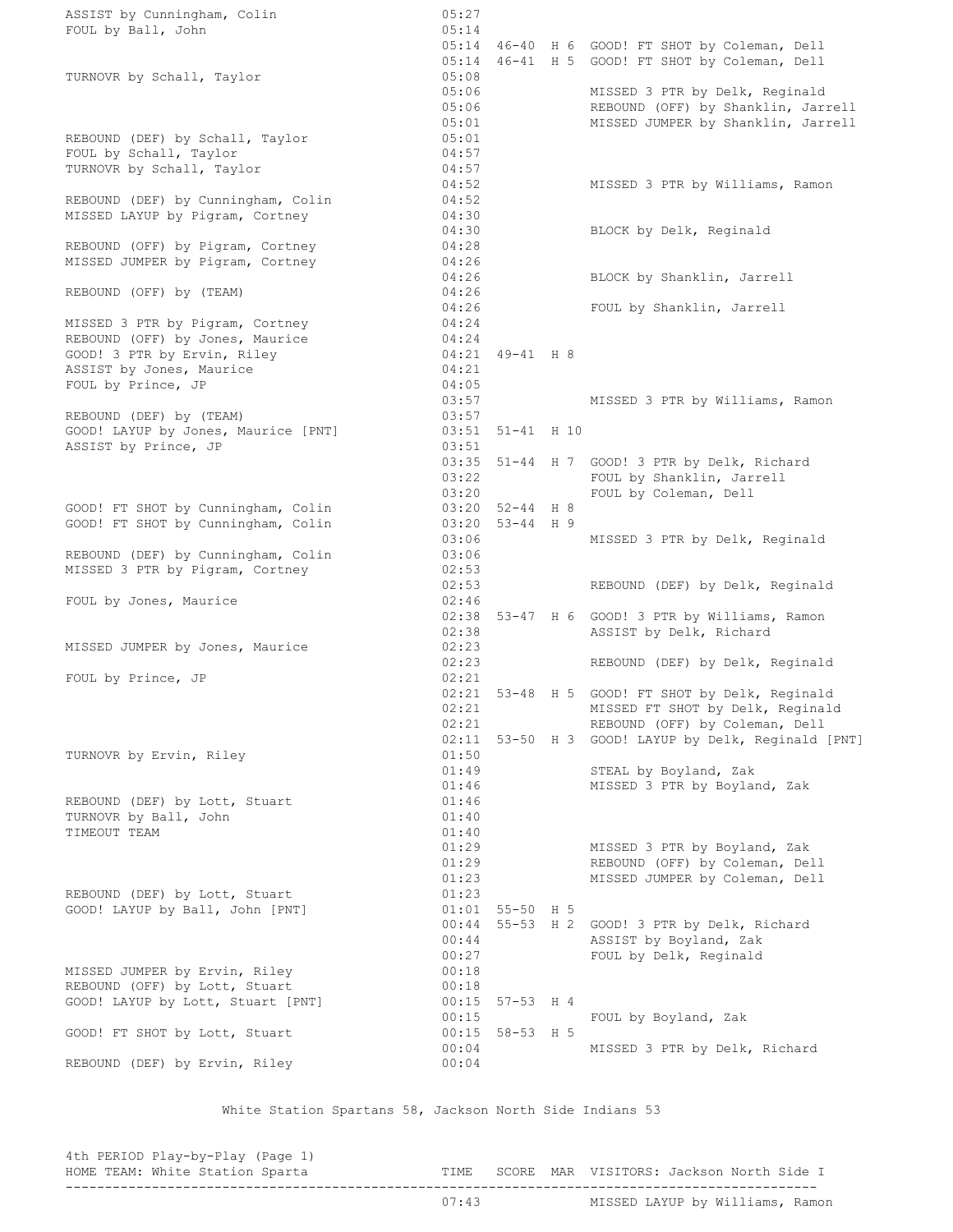| HOME TEAM: White Station Sparta | TIME | SCORE | MAR | VISITORS: Jackson North Side I |
|---|---|---|---|---|
| ASSIST by Cunningham, Colin | 05:27 | | | |
| FOUL by Ball, John | 05:14 | | | |
| | 05:14 | 46-40 | H 6 | GOOD! FT SHOT by Coleman, Dell |
| | 05:14 | 46-41 | H 5 | GOOD! FT SHOT by Coleman, Dell |
| TURNOVR by Schall, Taylor | 05:08 | | | |
| | 05:06 | | | MISSED 3 PTR by Delk, Reginald |
| | 05:06 | | | REBOUND (OFF) by Shanklin, Jarrell |
| | 05:01 | | | MISSED JUMPER by Shanklin, Jarrell |
| REBOUND (DEF) by Schall, Taylor | 05:01 | | | |
| FOUL by Schall, Taylor | 04:57 | | | |
| TURNOVR by Schall, Taylor | 04:57 | | | |
| | 04:52 | | | MISSED 3 PTR by Williams, Ramon |
| REBOUND (DEF) by Cunningham, Colin | 04:52 | | | |
| MISSED LAYUP by Pigram, Cortney | 04:30 | | | |
| | 04:30 | | | BLOCK by Delk, Reginald |
| REBOUND (OFF) by Pigram, Cortney | 04:28 | | | |
| MISSED JUMPER by Pigram, Cortney | 04:26 | | | |
| | 04:26 | | | BLOCK by Shanklin, Jarrell |
| REBOUND (OFF) by (TEAM) | 04:26 | | | |
| | 04:26 | | | FOUL by Shanklin, Jarrell |
| MISSED 3 PTR by Pigram, Cortney | 04:24 | | | |
| REBOUND (OFF) by Jones, Maurice | 04:24 | | | |
| GOOD! 3 PTR by Ervin, Riley | 04:21 | 49-41 | H 8 | |
| ASSIST by Jones, Maurice | 04:21 | | | |
| FOUL by Prince, JP | 04:05 | | | |
| | 03:57 | | | MISSED 3 PTR by Williams, Ramon |
| REBOUND (DEF) by (TEAM) | 03:57 | | | |
| GOOD! LAYUP by Jones, Maurice [PNT] | 03:51 | 51-41 | H 10 | |
| ASSIST by Prince, JP | 03:51 | | | |
| | 03:35 | 51-44 | H 7 | GOOD! 3 PTR by Delk, Richard |
| | 03:22 | | | FOUL by Shanklin, Jarrell |
| | 03:20 | | | FOUL by Coleman, Dell |
| GOOD! FT SHOT by Cunningham, Colin | 03:20 | 52-44 | H 8 | |
| GOOD! FT SHOT by Cunningham, Colin | 03:20 | 53-44 | H 9 | |
| | 03:06 | | | MISSED 3 PTR by Delk, Reginald |
| REBOUND (DEF) by Cunningham, Colin | 03:06 | | | |
| MISSED 3 PTR by Pigram, Cortney | 02:53 | | | |
| | 02:53 | | | REBOUND (DEF) by Delk, Reginald |
| FOUL by Jones, Maurice | 02:46 | | | |
| | 02:38 | 53-47 | H 6 | GOOD! 3 PTR by Williams, Ramon |
| | 02:38 | | | ASSIST by Delk, Richard |
| MISSED JUMPER by Jones, Maurice | 02:23 | | | |
| | 02:23 | | | REBOUND (DEF) by Delk, Reginald |
| FOUL by Prince, JP | 02:21 | | | |
| | 02:21 | 53-48 | H 5 | GOOD! FT SHOT by Delk, Reginald |
| | 02:21 | | | MISSED FT SHOT by Delk, Reginald |
| | 02:21 | | | REBOUND (OFF) by Coleman, Dell |
| | 02:11 | 53-50 | H 3 | GOOD! LAYUP by Delk, Reginald [PNT] |
| TURNOVR by Ervin, Riley | 01:50 | | | |
| | 01:49 | | | STEAL by Boyland, Zak |
| | 01:46 | | | MISSED 3 PTR by Boyland, Zak |
| REBOUND (DEF) by Lott, Stuart | 01:46 | | | |
| TURNOVR by Ball, John | 01:40 | | | |
| TIMEOUT TEAM | 01:40 | | | |
| | 01:29 | | | MISSED 3 PTR by Boyland, Zak |
| | 01:29 | | | REBOUND (OFF) by Coleman, Dell |
| | 01:23 | | | MISSED JUMPER by Coleman, Dell |
| REBOUND (DEF) by Lott, Stuart | 01:23 | | | |
| GOOD! LAYUP by Ball, John [PNT] | 01:01 | 55-50 | H 5 | |
| | 00:44 | 55-53 | H 2 | GOOD! 3 PTR by Delk, Richard |
| | 00:44 | | | ASSIST by Boyland, Zak |
| | 00:27 | | | FOUL by Delk, Reginald |
| MISSED JUMPER by Ervin, Riley | 00:18 | | | |
| REBOUND (OFF) by Lott, Stuart | 00:18 | | | |
| GOOD! LAYUP by Lott, Stuart [PNT] | 00:15 | 57-53 | H 4 | |
| | 00:15 | | | FOUL by Boyland, Zak |
| GOOD! FT SHOT by Lott, Stuart | 00:15 | 58-53 | H 5 | |
| | 00:04 | | | MISSED 3 PTR by Delk, Richard |
| REBOUND (DEF) by Ervin, Riley | 00:04 | | | |

White Station Spartans 58, Jackson North Side Indians 53

## 4th PERIOD Play-by-Play (Page 1)

| HOME TEAM: White Station Sparta | TIME | SCORE | MAR | VISITORS: Jackson North Side I |
|---|---|---|---|---|
| | 07:43 | | | MISSED LAYUP by Williams, Ramon |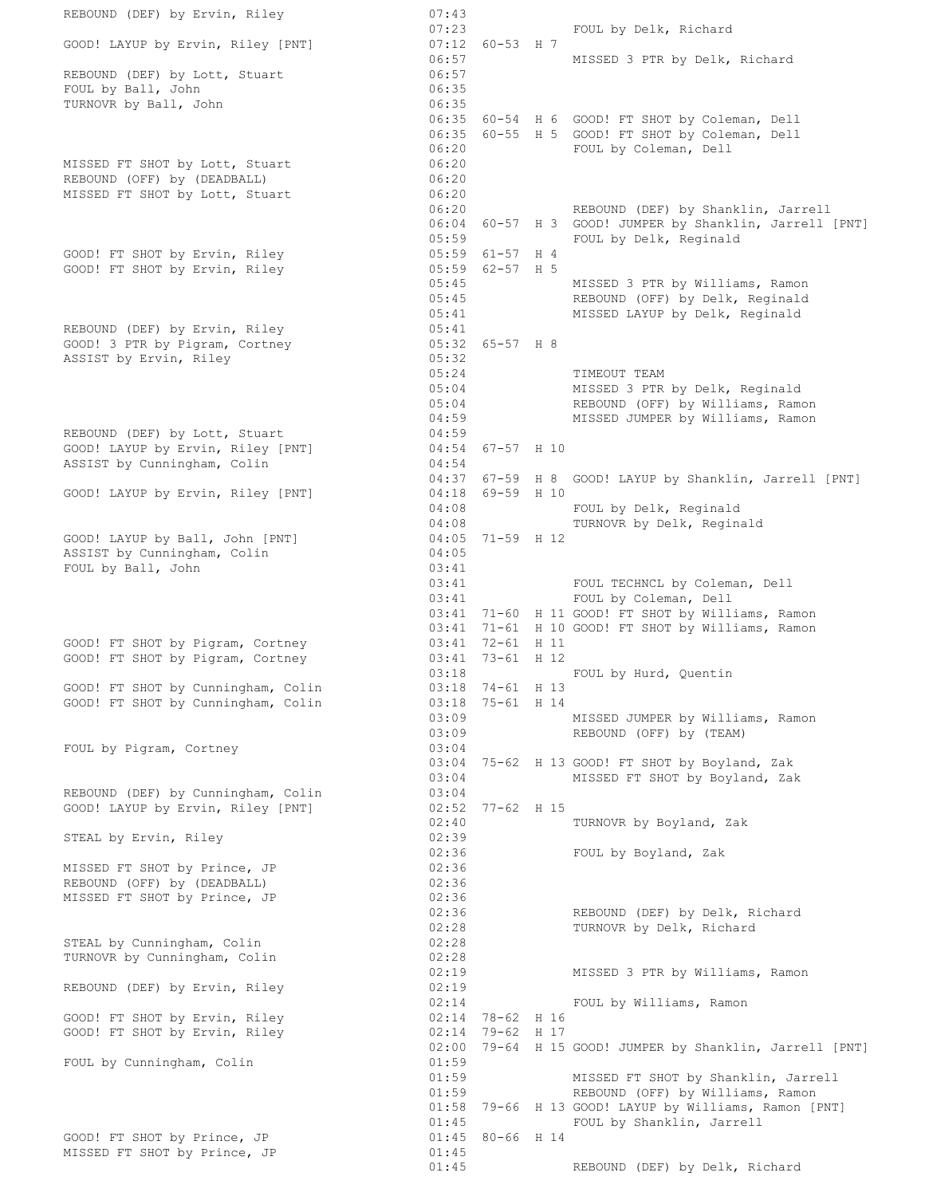```
REBOUND (DEF) by Ervin, Riley                07:43
                                             07:23                FOUL by Delk, Richard
GOOD! LAYUP by Ervin, Riley [PNT]            07:12  60-53  H 7
                                             06:57                MISSED 3 PTR by Delk, Richard
REBOUND (DEF) by Lott, Stuart                06:57
FOUL by Ball, John                           06:35
TURNOVR by Ball, John                        06:35
                                             06:35  60-54  H 6   GOOD! FT SHOT by Coleman, Dell
                                             06:35  60-55  H 5   GOOD! FT SHOT by Coleman, Dell
                                             06:20                FOUL by Coleman, Dell
MISSED FT SHOT by Lott, Stuart               06:20
REBOUND (OFF) by (DEADBALL)                  06:20
MISSED FT SHOT by Lott, Stuart               06:20
                                             06:20                REBOUND (DEF) by Shanklin, Jarrell
                                             06:04  60-57  H 3   GOOD! JUMPER by Shanklin, Jarrell [PNT]
                                             05:59                FOUL by Delk, Reginald
GOOD! FT SHOT by Ervin, Riley                05:59  61-57  H 4
GOOD! FT SHOT by Ervin, Riley                05:59  62-57  H 5
                                             05:45                MISSED 3 PTR by Williams, Ramon
                                             05:45                REBOUND (OFF) by Delk, Reginald
                                             05:41                MISSED LAYUP by Delk, Reginald
REBOUND (DEF) by Ervin, Riley                05:41
GOOD! 3 PTR by Pigram, Cortney               05:32  65-57  H 8
ASSIST by Ervin, Riley                       05:32
                                             05:24                TIMEOUT TEAM
                                             05:04                MISSED 3 PTR by Delk, Reginald
                                             05:04                REBOUND (OFF) by Williams, Ramon
                                             04:59                MISSED JUMPER by Williams, Ramon
REBOUND (DEF) by Lott, Stuart                04:59
GOOD! LAYUP by Ervin, Riley [PNT]            04:54  67-57  H 10
ASSIST by Cunningham, Colin                  04:54
                                             04:37  67-59  H 8   GOOD! LAYUP by Shanklin, Jarrell [PNT]
GOOD! LAYUP by Ervin, Riley [PNT]            04:18  69-59  H 10
                                             04:08                FOUL by Delk, Reginald
                                             04:08                TURNOVR by Delk, Reginald
GOOD! LAYUP by Ball, John [PNT]              04:05  71-59  H 12
ASSIST by Cunningham, Colin                  04:05
FOUL by Ball, John                           03:41
                                             03:41                FOUL TECHNCL by Coleman, Dell
                                             03:41                FOUL by Coleman, Dell
                                             03:41  71-60  H 11  GOOD! FT SHOT by Williams, Ramon
                                             03:41  71-61  H 10  GOOD! FT SHOT by Williams, Ramon
GOOD! FT SHOT by Pigram, Cortney             03:41  72-61  H 11
GOOD! FT SHOT by Pigram, Cortney             03:41  73-61  H 12
                                             03:18                FOUL by Hurd, Quentin
GOOD! FT SHOT by Cunningham, Colin           03:18  74-61  H 13
GOOD! FT SHOT by Cunningham, Colin           03:18  75-61  H 14
                                             03:09                MISSED JUMPER by Williams, Ramon
                                             03:09                REBOUND (OFF) by (TEAM)
FOUL by Pigram, Cortney                      03:04
                                             03:04  75-62  H 13  GOOD! FT SHOT by Boyland, Zak
                                             03:04                MISSED FT SHOT by Boyland, Zak
REBOUND (DEF) by Cunningham, Colin           03:04
GOOD! LAYUP by Ervin, Riley [PNT]            02:52  77-62  H 15
                                             02:40                TURNOVR by Boyland, Zak
STEAL by Ervin, Riley                        02:39
                                             02:36                FOUL by Boyland, Zak
MISSED FT SHOT by Prince, JP                 02:36
REBOUND (OFF) by (DEADBALL)                  02:36
MISSED FT SHOT by Prince, JP                 02:36
                                             02:36                REBOUND (DEF) by Delk, Richard
                                             02:28                TURNOVR by Delk, Richard
STEAL by Cunningham, Colin                   02:28
TURNOVR by Cunningham, Colin                 02:28
                                             02:19                MISSED 3 PTR by Williams, Ramon
REBOUND (DEF) by Ervin, Riley                02:19
                                             02:14                FOUL by Williams, Ramon
GOOD! FT SHOT by Ervin, Riley                02:14  78-62  H 16
GOOD! FT SHOT by Ervin, Riley                02:14  79-62  H 17
                                             02:00  79-64  H 15  GOOD! JUMPER by Shanklin, Jarrell [PNT]
FOUL by Cunningham, Colin                    01:59
                                             01:59                MISSED FT SHOT by Shanklin, Jarrell
                                             01:59                REBOUND (OFF) by Williams, Ramon
                                             01:58  79-66  H 13  GOOD! LAYUP by Williams, Ramon [PNT]
                                             01:45                FOUL by Shanklin, Jarrell
GOOD! FT SHOT by Prince, JP                  01:45  80-66  H 14
MISSED FT SHOT by Prince, JP                 01:45
                                             01:45                REBOUND (DEF) by Delk, Richard
```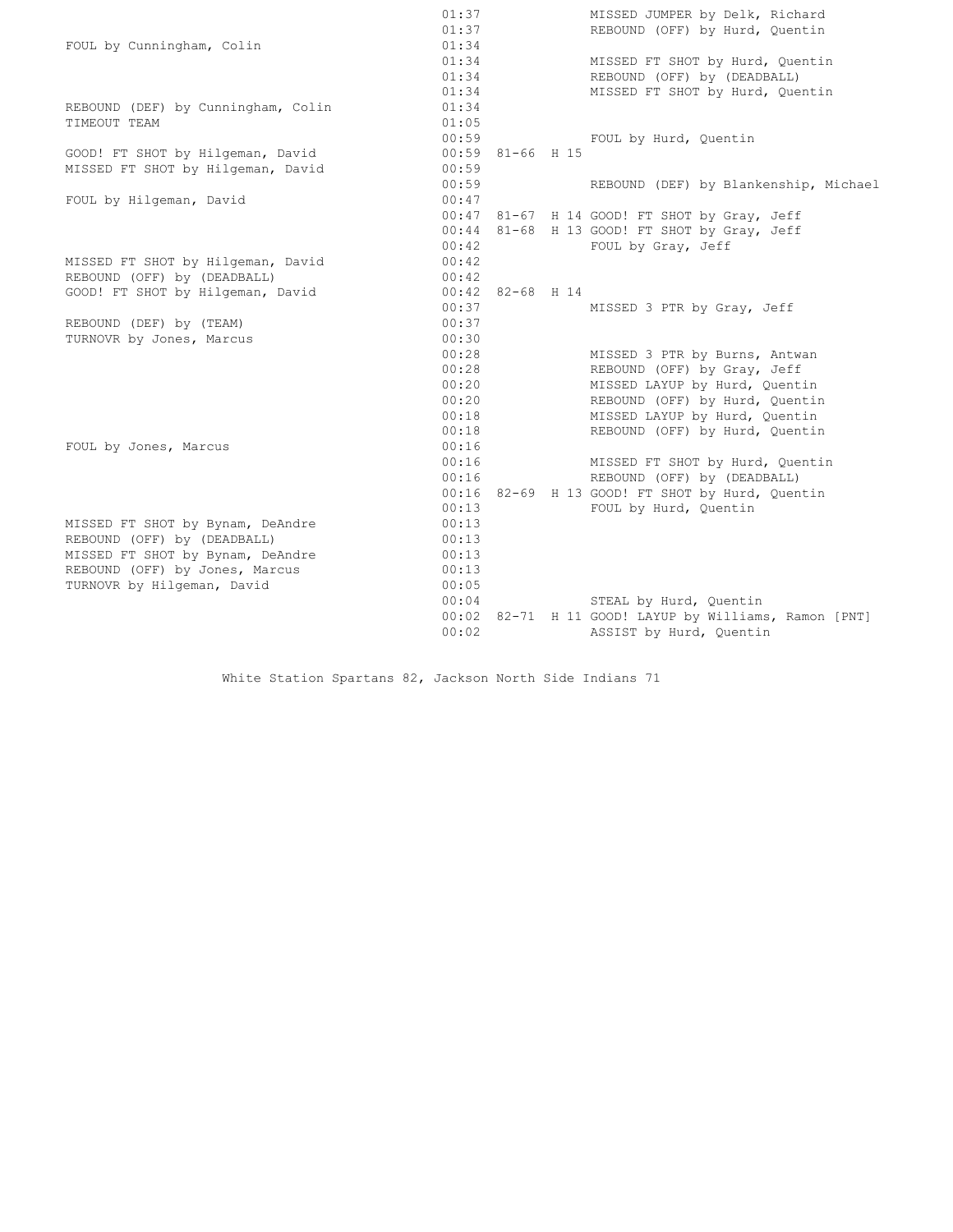| Home | Time | Score | Margin | Visitor |
|---|---|---|---|---|
| | 01:37 | | | MISSED JUMPER by Delk, Richard |
| | 01:37 | | | REBOUND (OFF) by Hurd, Quentin |
| FOUL by Cunningham, Colin | 01:34 | | | |
| | 01:34 | | | MISSED FT SHOT by Hurd, Quentin |
| | 01:34 | | | REBOUND (OFF) by (DEADBALL) |
| | 01:34 | | | MISSED FT SHOT by Hurd, Quentin |
| REBOUND (DEF) by Cunningham, Colin | 01:34 | | | |
| TIMEOUT TEAM | 01:05 | | | |
| | 00:59 | | | FOUL by Hurd, Quentin |
| GOOD! FT SHOT by Hilgeman, David | 00:59 | 81-66 | H 15 | |
| MISSED FT SHOT by Hilgeman, David | 00:59 | | | |
| | 00:59 | | | REBOUND (DEF) by Blankenship, Michael |
| FOUL by Hilgeman, David | 00:47 | | | |
| | 00:47 | 81-67 | H 14 | GOOD! FT SHOT by Gray, Jeff |
| | 00:44 | 81-68 | H 13 | GOOD! FT SHOT by Gray, Jeff |
| | 00:42 | | | FOUL by Gray, Jeff |
| MISSED FT SHOT by Hilgeman, David | 00:42 | | | |
| REBOUND (OFF) by (DEADBALL) | 00:42 | | | |
| GOOD! FT SHOT by Hilgeman, David | 00:42 | 82-68 | H 14 | |
| | 00:37 | | | MISSED 3 PTR by Gray, Jeff |
| REBOUND (DEF) by (TEAM) | 00:37 | | | |
| TURNOVR by Jones, Marcus | 00:30 | | | |
| | 00:28 | | | MISSED 3 PTR by Burns, Antwan |
| | 00:28 | | | REBOUND (OFF) by Gray, Jeff |
| | 00:20 | | | MISSED LAYUP by Hurd, Quentin |
| | 00:20 | | | REBOUND (OFF) by Hurd, Quentin |
| | 00:18 | | | MISSED LAYUP by Hurd, Quentin |
| | 00:18 | | | REBOUND (OFF) by Hurd, Quentin |
| FOUL by Jones, Marcus | 00:16 | | | |
| | 00:16 | | | MISSED FT SHOT by Hurd, Quentin |
| | 00:16 | | | REBOUND (OFF) by (DEADBALL) |
| | 00:16 | 82-69 | H 13 | GOOD! FT SHOT by Hurd, Quentin |
| | 00:13 | | | FOUL by Hurd, Quentin |
| MISSED FT SHOT by Bynam, DeAndre | 00:13 | | | |
| REBOUND (OFF) by (DEADBALL) | 00:13 | | | |
| MISSED FT SHOT by Bynam, DeAndre | 00:13 | | | |
| REBOUND (OFF) by Jones, Marcus | 00:13 | | | |
| TURNOVR by Hilgeman, David | 00:05 | | | |
| | 00:04 | | | STEAL by Hurd, Quentin |
| | 00:02 | 82-71 | H 11 | GOOD! LAYUP by Williams, Ramon [PNT] |
| | 00:02 | | | ASSIST by Hurd, Quentin |

White Station Spartans 82, Jackson North Side Indians 71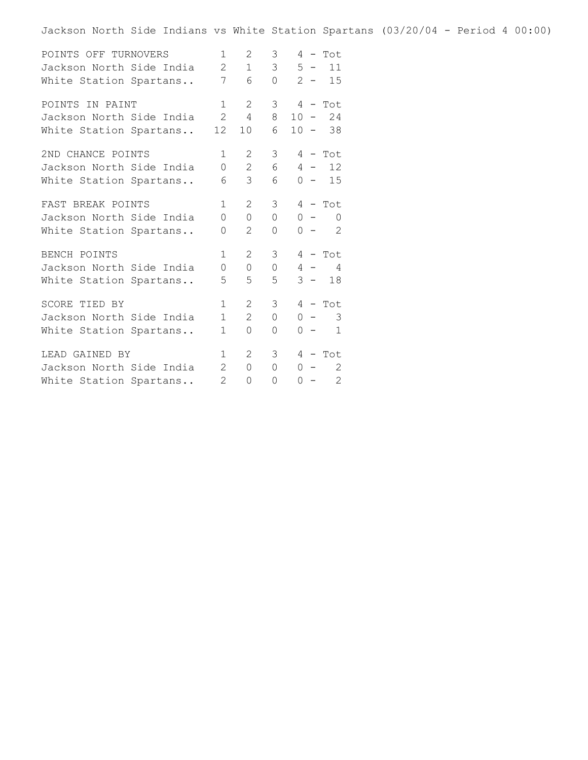Jackson North Side Indians vs White Station Spartans (03/20/04 - Period 4 00:00)

| POINTS OFF TURNOVERS | 1 | 2 | 3 | 4 | Tot |
|---|---|---|---|---|---|
| Jackson North Side India | 2 | 1 | 3 | 5 | 11 |
| White Station Spartans.. | 7 | 6 | 0 | 2 | 15 |

| POINTS IN PAINT | 1 | 2 | 3 | 4 | Tot |
|---|---|---|---|---|---|
| Jackson North Side India | 2 | 4 | 8 | 10 | 24 |
| White Station Spartans.. | 12 | 10 | 6 | 10 | 38 |

| 2ND CHANCE POINTS | 1 | 2 | 3 | 4 | Tot |
|---|---|---|---|---|---|
| Jackson North Side India | 0 | 2 | 6 | 4 | 12 |
| White Station Spartans.. | 6 | 3 | 6 | 0 | 15 |

| FAST BREAK POINTS | 1 | 2 | 3 | 4 | Tot |
|---|---|---|---|---|---|
| Jackson North Side India | 0 | 0 | 0 | 0 | 0 |
| White Station Spartans.. | 0 | 2 | 0 | 0 | 2 |

| BENCH POINTS | 1 | 2 | 3 | 4 | Tot |
|---|---|---|---|---|---|
| Jackson North Side India | 0 | 0 | 0 | 4 | 4 |
| White Station Spartans.. | 5 | 5 | 5 | 3 | 18 |

| SCORE TIED BY | 1 | 2 | 3 | 4 | Tot |
|---|---|---|---|---|---|
| Jackson North Side India | 1 | 2 | 0 | 0 | 3 |
| White Station Spartans.. | 1 | 0 | 0 | 0 | 1 |

| LEAD GAINED BY | 1 | 2 | 3 | 4 | Tot |
|---|---|---|---|---|---|
| Jackson North Side India | 2 | 0 | 0 | 0 | 2 |
| White Station Spartans.. | 2 | 0 | 0 | 0 | 2 |